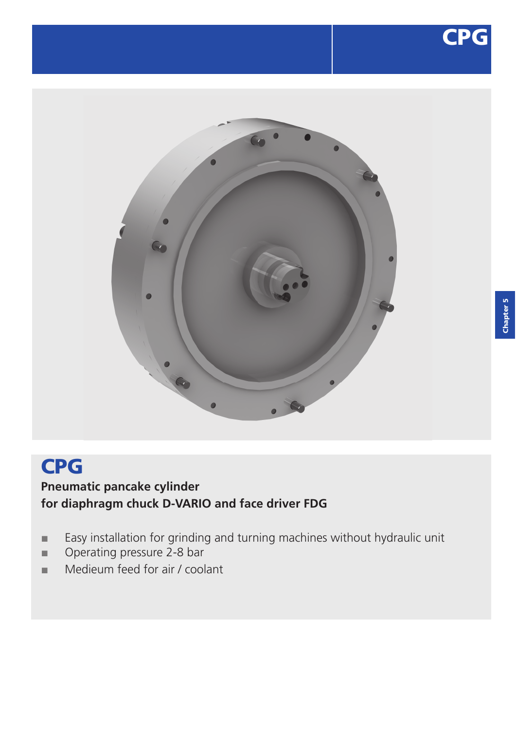# CPG

**Pneumatic pancake cylinder**
**for diaphragm chuck D-VARIO and face driver FDG**

- Easy installation for grinding and turning machines without hydraulic unit
- Operating pressure 2-8 bar
- Medieum feed for air / coolant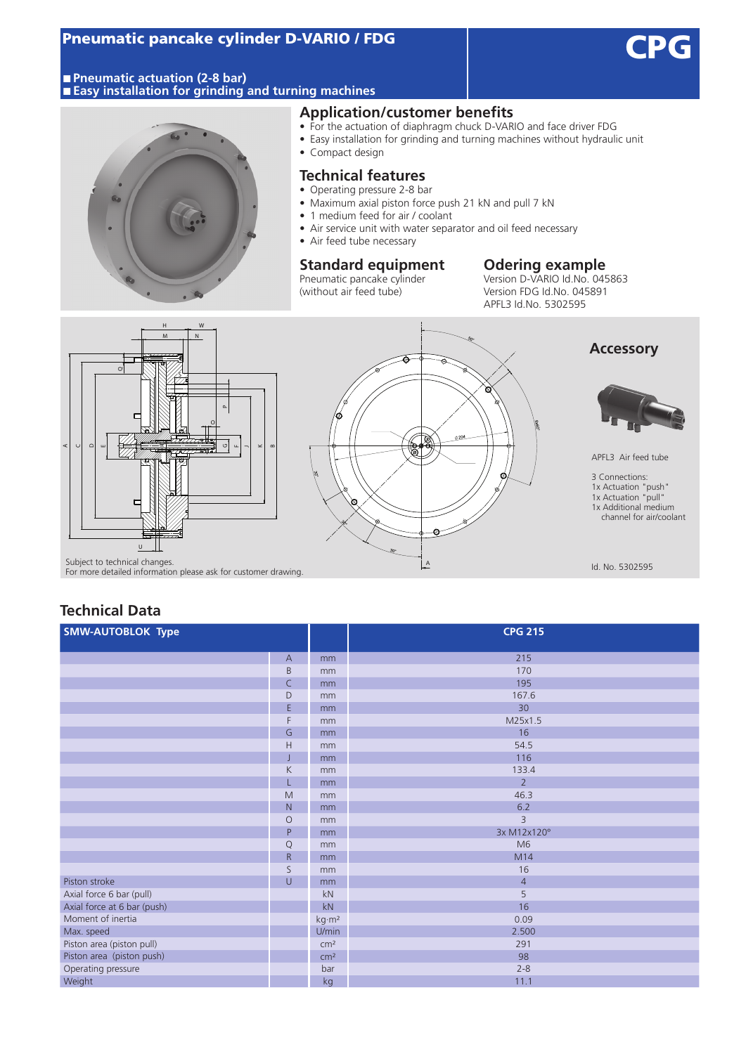# Pneumatic pancake cylinder D-VARIO / FDG

**CPG**

- Pneumatic actuation (2-8 bar)
- Easy installation for grinding and turning machines

## Application/customer benefits

- For the actuation of diaphragm chuck D-VARIO and face driver FDG
- Easy installation for grinding and turning machines without hydraulic unit
- Compact design

## Technical features

- Operating pressure 2-8 bar
- Maximum axial piston force push 21 kN and pull 7 kN
- 1 medium feed for air / coolant
- Air service unit with water separator and oil feed necessary
- Air feed tube necessary

## Standard equipment

Pneumatic pancake cylinder
(without air feed tube)

## Odering example

Version D-VARIO Id.No. 045863
Version FDG Id.No. 045891
APFL3 Id.No. 5302595

## Accessory

APFL3 Air feed tube

3 Connections:
1x Actuation "push"
1x Actuation "pull"
1x Additional medium channel for air/coolant

Id. No. 5302595

Subject to technical changes.
For more detailed information please ask for customer drawing.

## Technical Data

| SMW-AUTOBLOK Type | | | CPG 215 |
|---|---|---|---|
| | A | mm | 215 |
| | B | mm | 170 |
| | C | mm | 195 |
| | D | mm | 167.6 |
| | E | mm | 30 |
| | F | mm | M25x1.5 |
| | G | mm | 16 |
| | H | mm | 54.5 |
| | J | mm | 116 |
| | K | mm | 133.4 |
| | L | mm | 2 |
| | M | mm | 46.3 |
| | N | mm | 6.2 |
| | O | mm | 3 |
| | P | mm | 3x M12x120° |
| | Q | mm | M6 |
| | R | mm | M14 |
| | S | mm | 16 |
| Piston stroke | U | mm | 4 |
| Axial force 6 bar (pull) | | kN | 5 |
| Axial force at 6 bar (push) | | kN | 16 |
| Moment of inertia | | kg·m² | 0.09 |
| Max. speed | | U/min | 2.500 |
| Piston area (piston pull) | | cm² | 291 |
| Piston area (piston push) | | cm² | 98 |
| Operating pressure | | bar | 2-8 |
| Weight | | kg | 11.1 |